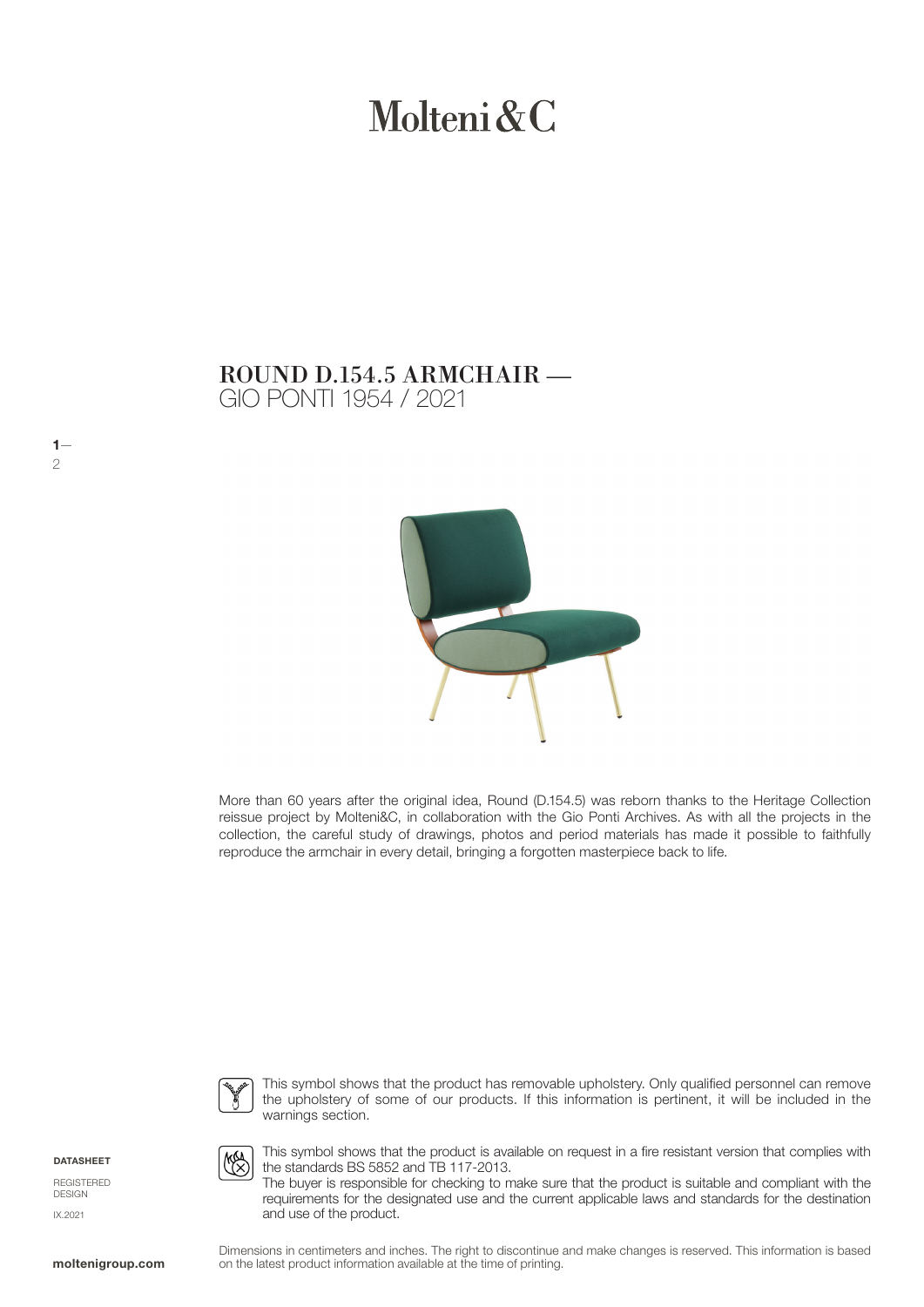# Molteni&C

## ROUND D.154.5 ARMCHAIR —
GIO PONTI 1954 / 2021

More than 60 years after the original idea, Round (D.154.5) was reborn thanks to the Heritage Collection reissue project by Molteni&C, in collaboration with the Gio Ponti Archives. As with all the projects in the collection, the careful study of drawings, photos and period materials has made it possible to faithfully reproduce the armchair in every detail, bringing a forgotten masterpiece back to life.

This symbol shows that the product has removable upholstery. Only qualified personnel can remove the upholstery of some of our products. If this information is pertinent, it will be included in the warnings section.

This symbol shows that the product is available on request in a fire resistant version that complies with the standards BS 5852 and TB 117-2013.
The buyer is responsible for checking to make sure that the product is suitable and compliant with the requirements for the designated use and the current applicable laws and standards for the destination and use of the product.

**DATASHEET**

REGISTERED DESIGN

IX.2021

Dimensions in centimeters and inches. The right to discontinue and make changes is reserved. This information is based on the latest product information available at the time of printing.

**moltenigroup.com**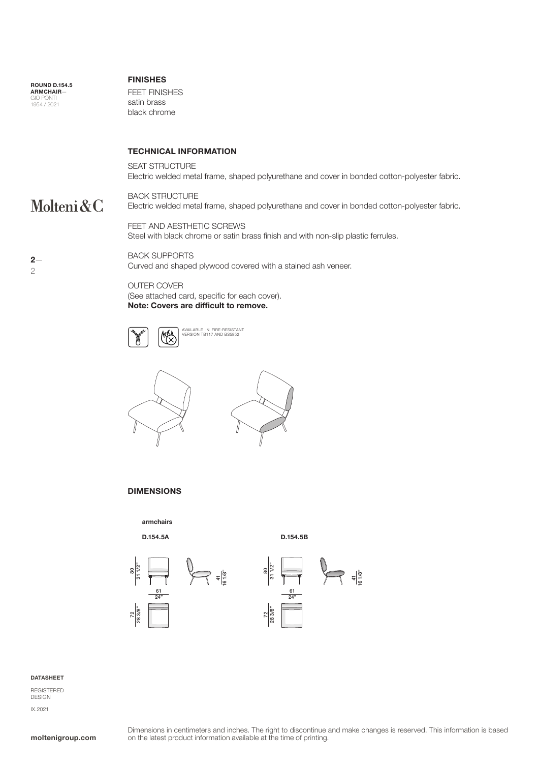ROUND D.154.5 ARMCHAIR—
GIO PONTI
1954 / 2021

Molteni&C

## FINISHES

FEET FINISHES
satin brass
black chrome

## TECHNICAL INFORMATION

SEAT STRUCTURE
Electric welded metal frame, shaped polyurethane and cover in bonded cotton-polyester fabric.

BACK STRUCTURE
Electric welded metal frame, shaped polyurethane and cover in bonded cotton-polyester fabric.

FEET AND AESTHETIC SCREWS
Steel with black chrome or satin brass finish and with non-slip plastic ferrules.

BACK SUPPORTS
Curved and shaped plywood covered with a stained ash veneer.

OUTER COVER
(See attached card, specific for each cover).
**Note: Covers are difficult to remove.**

AVAILABLE IN FIRE-RESISTANT VERSION TB117 AND BS5852

## DIMENSIONS

**armchairs**

**D.154.5A**

80
31 1/2"

41
16 1/8"

61
24"

72
28 3/8"

**D.154.5B**

80
31 1/2"

41
16 1/8"

61
24"

72
28 3/8"

**DATASHEET**

REGISTERED DESIGN

IX.2021

**moltenigroup.com**

Dimensions in centimeters and inches. The right to discontinue and make changes is reserved. This information is based on the latest product information available at the time of printing.